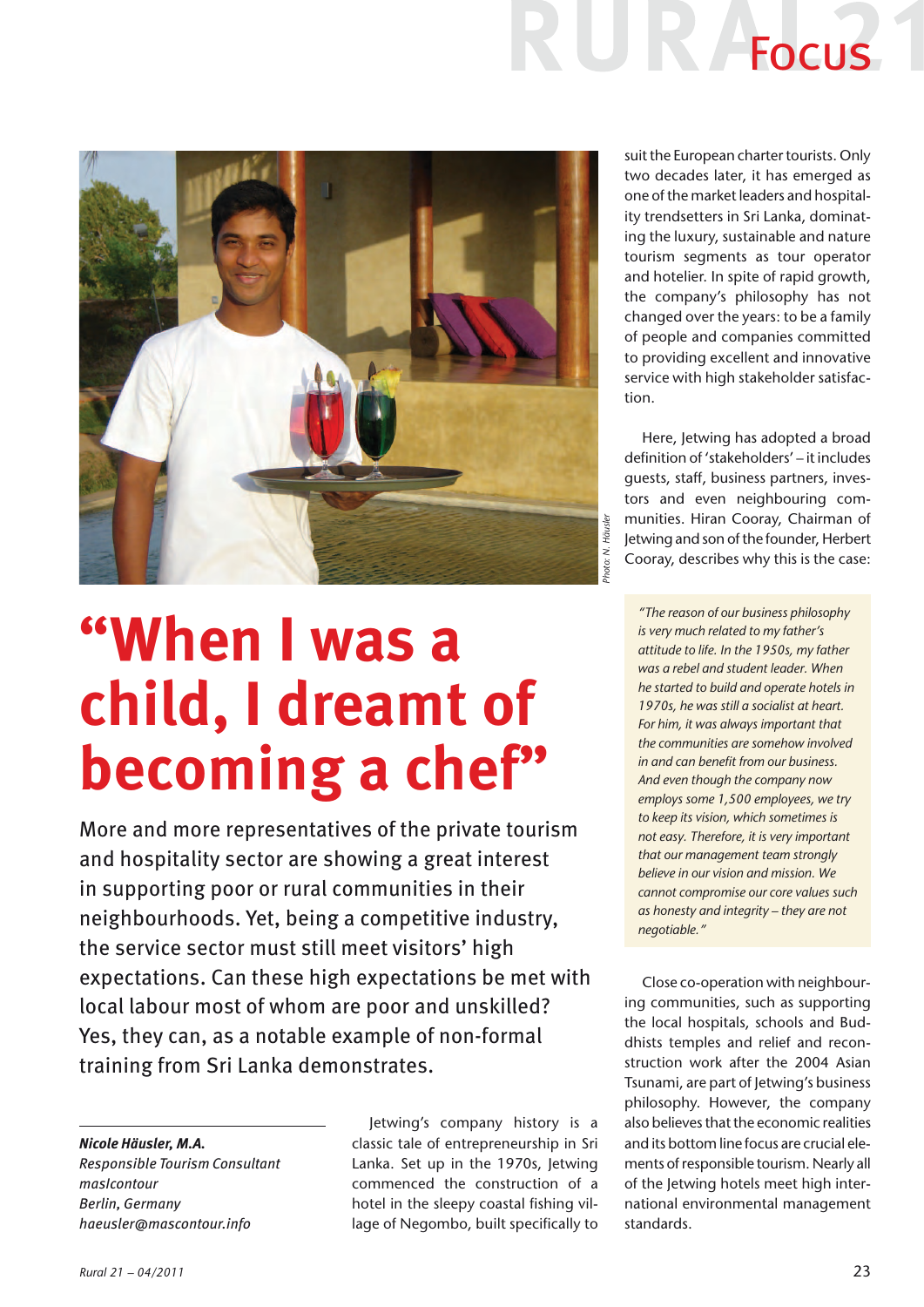# "When I was a child, I dreamt of becoming a chef"

More and more representatives of the private tourism and hospitality sector are showing a great interest in supporting poor or rural communities in their neighbourhoods. Yet, being a competitive industry, the service sector must still meet visitors' high expectations. Can these high expectations be met with local labour most of whom are poor and unskilled? Yes, they can, as a notable example of non-formal training from Sri Lanka demonstrates.

***Nicole Häusler, M.A.***
*Responsible Tourism Consultant*
*mascontour*
*Berlin, Germany*
*haeusler@mascontour.info*

Photo: N. Häusler

Jetwing's company history is a classic tale of entrepreneurship in Sri Lanka. Set up in the 1970s, Jetwing commenced the construction of a hotel in the sleepy coastal fishing village of Negombo, built specifically to suit the European charter tourists. Only two decades later, it has emerged as one of the market leaders and hospitality trendsetters in Sri Lanka, dominating the luxury, sustainable and nature tourism segments as tour operator and hotelier. In spite of rapid growth, the company's philosophy has not changed over the years: to be a family of people and companies committed to providing excellent and innovative service with high stakeholder satisfaction.

Here, Jetwing has adopted a broad definition of 'stakeholders' – it includes guests, staff, business partners, investors and even neighbouring communities. Hiran Cooray, Chairman of Jetwing and son of the founder, Herbert Cooray, describes why this is the case:

> *"The reason of our business philosophy is very much related to my father's attitude to life. In the 1950s, my father was a rebel and student leader. When he started to build and operate hotels in 1970s, he was still a socialist at heart. For him, it was always important that the communities are somehow involved in and can benefit from our business. And even though the company now employs some 1,500 employees, we try to keep its vision, which sometimes is not easy. Therefore, it is very important that our management team strongly believe in our vision and mission. We cannot compromise our core values such as honesty and integrity – they are not negotiable."*

Close co-operation with neighbouring communities, such as supporting the local hospitals, schools and Buddhists temples and relief and reconstruction work after the 2004 Asian Tsunami, are part of Jetwing's business philosophy. However, the company also believes that the economic realities and its bottom line focus are crucial elements of responsible tourism. Nearly all of the Jetwing hotels meet high international environmental management standards.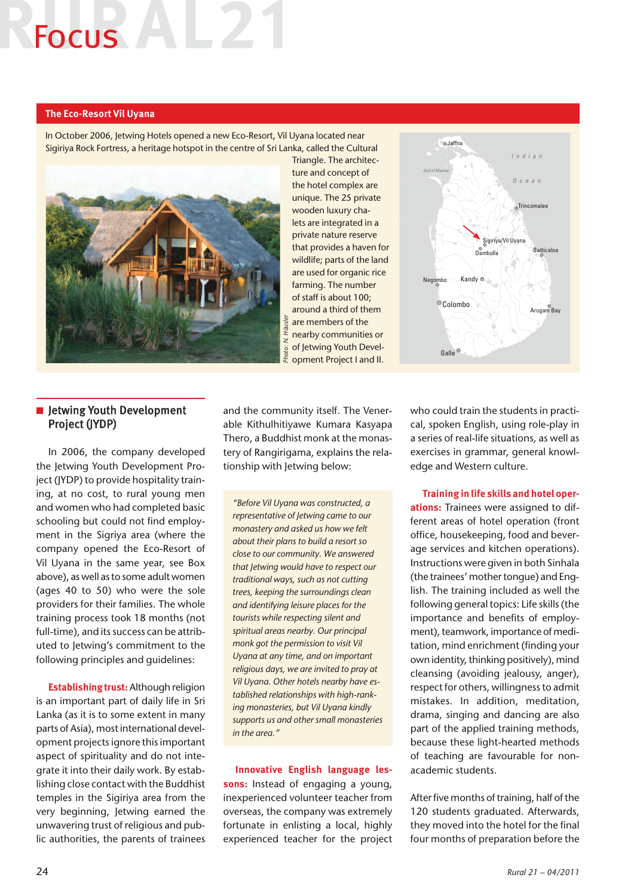## The Eco-Resort Vil Uyana

In October 2006, Jetwing Hotels opened a new Eco-Resort, Vil Uyana located near Sigiriya Rock Fortress, a heritage hotspot in the centre of Sri Lanka, called the Cultural Triangle. The architecture and concept of the hotel complex are unique. The 25 private wooden luxury chalets are integrated in a private nature reserve that provides a haven for wildlife; parts of the land are used for organic rice farming. The number of staff is about 100; around a third of them are members of the nearby communities or of Jetwing Youth Development Project I and II.

Photo: N. Häusler

## Jetwing Youth Development Project (JYDP)

In 2006, the company developed the Jetwing Youth Development Project (JYDP) to provide hospitality training, at no cost, to rural young men and women who had completed basic schooling but could not find employment in the Sigriya area (where the company opened the Eco-Resort of Vil Uyana in the same year, see Box above), as well as to some adult women (ages 40 to 50) who were the sole providers for their families. The whole training process took 18 months (not full-time), and its success can be attributed to Jetwing's commitment to the following principles and guidelines:

**Establishing trust:** Although religion is an important part of daily life in Sri Lanka (as it is to some extent in many parts of Asia), most international development projects ignore this important aspect of spirituality and do not integrate it into their daily work. By establishing close contact with the Buddhist temples in the Sigiriya area from the very beginning, Jetwing earned the unwavering trust of religious and public authorities, the parents of trainees and the community itself. The Venerable Kithulhitiyawe Kumara Kasyapa Thero, a Buddhist monk at the monastery of Rangirigama, explains the relationship with Jetwing below:

*"Before Vil Uyana was constructed, a representative of Jetwing came to our monastery and asked us how we felt about their plans to build a resort so close to our community. We answered that Jetwing would have to respect our traditional ways, such as not cutting trees, keeping the surroundings clean and identifying leisure places for the tourists while respecting silent and spiritual areas nearby. Our principal monk got the permission to visit Vil Uyana at any time, and on important religious days, we are invited to pray at Vil Uyana. Other hotels nearby have established relationships with high-ranking monasteries, but Vil Uyana kindly supports us and other small monasteries in the area."*

**Innovative English language lessons:** Instead of engaging a young, inexperienced volunteer teacher from overseas, the company was extremely fortunate in enlisting a local, highly experienced teacher for the project who could train the students in practical, spoken English, using role-play in a series of real-life situations, as well as exercises in grammar, general knowledge and Western culture.

**Training in life skills and hotel operations:** Trainees were assigned to different areas of hotel operation (front office, housekeeping, food and beverage services and kitchen operations). Instructions were given in both Sinhala (the trainees' mother tongue) and English. The training included as well the following general topics: Life skills (the importance and benefits of employment), teamwork, importance of meditation, mind enrichment (finding your own identity, thinking positively), mind cleansing (avoiding jealousy, anger), respect for others, willingness to admit mistakes. In addition, meditation, drama, singing and dancing are also part of the applied training methods, because these light-hearted methods of teaching are favourable for non-academic students.

After five months of training, half of the 120 students graduated. Afterwards, they moved into the hotel for the final four months of preparation before the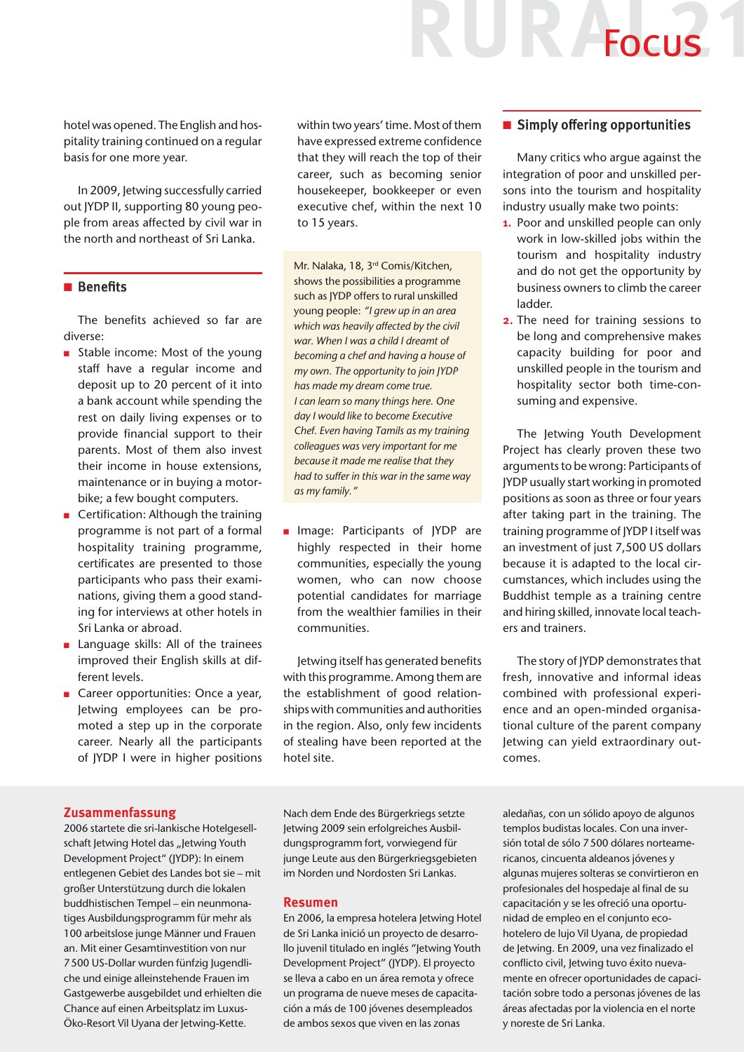hotel was opened. The English and hospitality training continued on a regular basis for one more year.

In 2009, Jetwing successfully carried out JYDP II, supporting 80 young people from areas affected by civil war in the north and northeast of Sri Lanka.

## Benefits

The benefits achieved so far are diverse:

- Stable income: Most of the young staff have a regular income and deposit up to 20 percent of it into a bank account while spending the rest on daily living expenses or to provide financial support to their parents. Most of them also invest their income in house extensions, maintenance or in buying a motorbike; a few bought computers.
- Certification: Although the training programme is not part of a formal hospitality training programme, certificates are presented to those participants who pass their examinations, giving them a good standing for interviews at other hotels in Sri Lanka or abroad.
- Language skills: All of the trainees improved their English skills at different levels.
- Career opportunities: Once a year, Jetwing employees can be promoted a step up in the corporate career. Nearly all the participants of JYDP I were in higher positions within two years' time. Most of them have expressed extreme confidence that they will reach the top of their career, such as becoming senior housekeeper, bookkeeper or even executive chef, within the next 10 to 15 years.

> Mr. Nalaka, 18, 3rd Comis/Kitchen, shows the possibilities a programme such as JYDP offers to rural unskilled young people: *"I grew up in an area which was heavily affected by the civil war. When I was a child I dreamt of becoming a chef and having a house of my own. The opportunity to join JYDP has made my dream come true.*
> *I can learn so many things here. One day I would like to become Executive Chef. Even having Tamils as my training colleagues was very important for me because it made me realise that they had to suffer in this war in the same way as my family."*

- Image: Participants of JYDP are highly respected in their home communities, especially the young women, who can now choose potential candidates for marriage from the wealthier families in their communities.

Jetwing itself has generated benefits with this programme. Among them are the establishment of good relationships with communities and authorities in the region. Also, only few incidents of stealing have been reported at the hotel site.

## Simply offering opportunities

Many critics who argue against the integration of poor and unskilled persons into the tourism and hospitality industry usually make two points:

1. Poor and unskilled people can only work in low-skilled jobs within the tourism and hospitality industry and do not get the opportunity by business owners to climb the career ladder.
2. The need for training sessions to be long and comprehensive makes capacity building for poor and unskilled people in the tourism and hospitality sector both time-consuming and expensive.

The Jetwing Youth Development Project has clearly proven these two arguments to be wrong: Participants of JYDP usually start working in promoted positions as soon as three or four years after taking part in the training. The training programme of JYDP I itself was an investment of just 7,500 US dollars because it is adapted to the local circumstances, which includes using the Buddhist temple as a training centre and hiring skilled, innovate local teachers and trainers.

The story of JYDP demonstrates that fresh, innovative and informal ideas combined with professional experience and an open-minded organisational culture of the parent company Jetwing can yield extraordinary outcomes.

## Zusammenfassung

2006 startete die sri-lankische Hotelgesellschaft Jetwing Hotel das „Jetwing Youth Development Project" (JYDP): In einem entlegenen Gebiet des Landes bot sie – mit großer Unterstützung durch die lokalen buddhistischen Tempel – ein neunmonatiges Ausbildungsprogramm für mehr als 100 arbeitslose junge Männer und Frauen an. Mit einer Gesamtinvestition von nur 7 500 US-Dollar wurden fünfzig Jugendliche und einige alleinstehende Frauen im Gastgewerbe ausgebildet und erhielten die Chance auf einen Arbeitsplatz im Luxus-Öko-Resort Vil Uyana der Jetwing-Kette. Nach dem Ende des Bürgerkriegs setzte Jetwing 2009 sein erfolgreiches Ausbildungsprogramm fort, vorwiegend für junge Leute aus den Bürgerkriegsgebieten im Norden und Nordosten Sri Lankas.

## Resumen

En 2006, la empresa hotelera Jetwing Hotel de Sri Lanka inició un proyecto de desarrollo juvenil titulado en inglés "Jetwing Youth Development Project" (JYDP). El proyecto se lleva a cabo en un área remota y ofrece un programa de nueve meses de capacitación a más de 100 jóvenes desempleados de ambos sexos que viven en las zonas aledañas, con un sólido apoyo de algunos templos budistas locales. Con una inversión total de sólo 7 500 dólares norteamericanos, cincuenta aldeanos jóvenes y algunas mujeres solteras se convirtieron en profesionales del hospedaje al final de su capacitación y se les ofreció una oportunidad de empleo en el conjunto eco-hotelero de lujo Vil Uyana, de propiedad de Jetwing. En 2009, una vez finalizado el conflicto civil, Jetwing tuvo éxito nuevamente en ofrecer oportunidades de capacitación sobre todo a personas jóvenes de las áreas afectadas por la violencia en el norte y noreste de Sri Lanka.